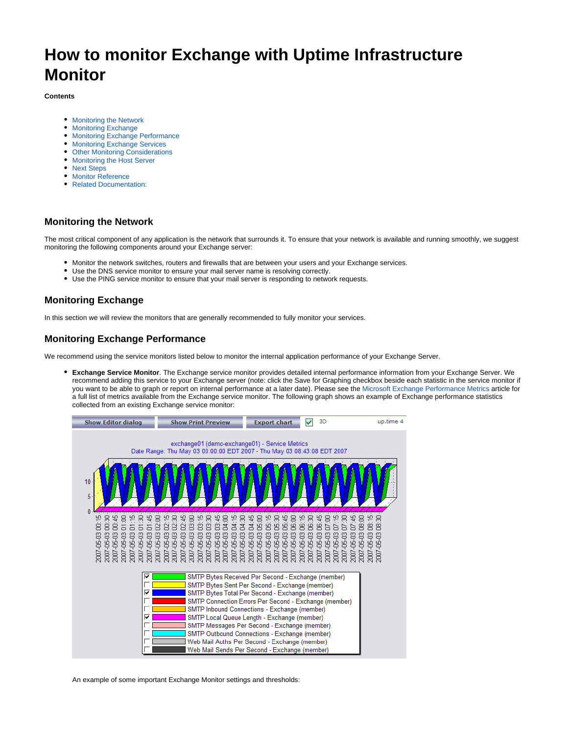# How to monitor Exchange with Uptime Infrastructure Monitor

**Contents**

- Monitoring the Network
- Monitoring Exchange
- Monitoring Exchange Performance
- Monitoring Exchange Services
- Other Monitoring Considerations
- Monitoring the Host Server
- Next Steps
- Monitor Reference
- Related Documentation:

## Monitoring the Network

The most critical component of any application is the network that surrounds it. To ensure that your network is available and running smoothly, we suggest monitoring the following components around your Exchange server:

- Monitor the network switches, routers and firewalls that are between your users and your Exchange services.
- Use the DNS service monitor to ensure your mail server name is resolving correctly.
- Use the PING service monitor to ensure that your mail server is responding to network requests.

## Monitoring Exchange

In this section we will review the monitors that are generally recommended to fully monitor your services.

## Monitoring Exchange Performance

We recommend using the service monitors listed below to monitor the internal application performance of your Exchange Server.

- **Exchange Service Monitor**. The Exchange service monitor provides detailed internal performance information from your Exchange Server. We recommend adding this service to your Exchange server (note: click the Save for Graphing checkbox beside each statistic in the service monitor if you want to be able to graph or report on internal performance at a later date). Please see the Microsoft Exchange Performance Metrics article for a full list of metrics available from the Exchange service monitor. The following graph shows an example of Exchange performance statistics collected from an existing Exchange service monitor:

  An example of some important Exchange Monitor settings and thresholds: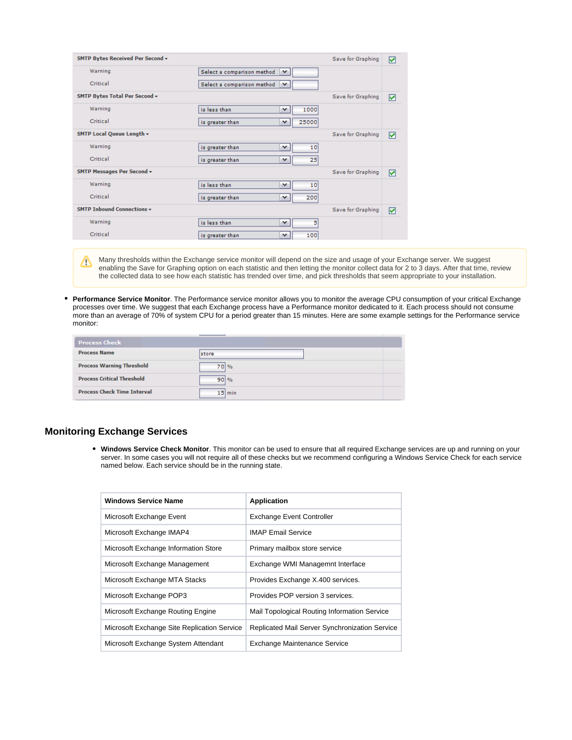| SMTP Bytes Received Per Second | | | Save for Graphing | ☑ |
|---|---|---|---|---|
| Warning | Select a comparison method | | | |
| Critical | Select a comparison method | | | |
| **SMTP Bytes Total Per Second** | | | Save for Graphing | ☑ |
| Warning | is less than | 1000 | | |
| Critical | is greater than | 25000 | | |
| **SMTP Local Queue Length** | | | Save for Graphing | ☑ |
| Warning | is greater than | 10 | | |
| Critical | is greater than | 25 | | |
| **SMTP Messages Per Second** | | | Save for Graphing | ☑ |
| Warning | is less than | 10 | | |
| Critical | is greater than | 200 | | |
| **SMTP Inbound Connections** | | | Save for Graphing | ☑ |
| Warning | is less than | 5 | | |
| Critical | is greater than | 100 | | |

> ⚠ Many thresholds within the Exchange service monitor will depend on the size and usage of your Exchange server. We suggest enabling the Save for Graphing option on each statistic and then letting the monitor collect data for 2 to 3 days. After that time, review the collected data to see how each statistic has trended over time, and pick thresholds that seem appropriate to your installation.

- **Performance Service Monitor**. The Performance service monitor allows you to monitor the average CPU consumption of your critical Exchange processes over time. We suggest that each Exchange process have a Performance monitor dedicated to it. Each process should not consume more than an average of 70% of system CPU for a period greater than 15 minutes. Here are some example settings for the Performance service monitor:

| Process Check | |
|---|---|
| Process Name | store |
| Process Warning Threshold | 70 % |
| Process Critical Threshold | 90 % |
| Process Check Time Interval | 15 min |

## Monitoring Exchange Services

- **Windows Service Check Monitor**. This monitor can be used to ensure that all required Exchange services are up and running on your server. In some cases you will not require all of these checks but we recommend configuring a Windows Service Check for each service named below. Each service should be in the running state.

| Windows Service Name | Application |
|---|---|
| Microsoft Exchange Event | Exchange Event Controller |
| Microsoft Exchange IMAP4 | IMAP Email Service |
| Microsoft Exchange Information Store | Primary mailbox store service |
| Microsoft Exchange Management | Exchange WMI Managemnt Interface |
| Microsoft Exchange MTA Stacks | Provides Exchange X.400 services. |
| Microsoft Exchange POP3 | Provides POP version 3 services. |
| Microsoft Exchange Routing Engine | Mail Topological Routing Information Service |
| Microsoft Exchange Site Replication Service | Replicated Mail Server Synchronization Service |
| Microsoft Exchange System Attendant | Exchange Maintenance Service |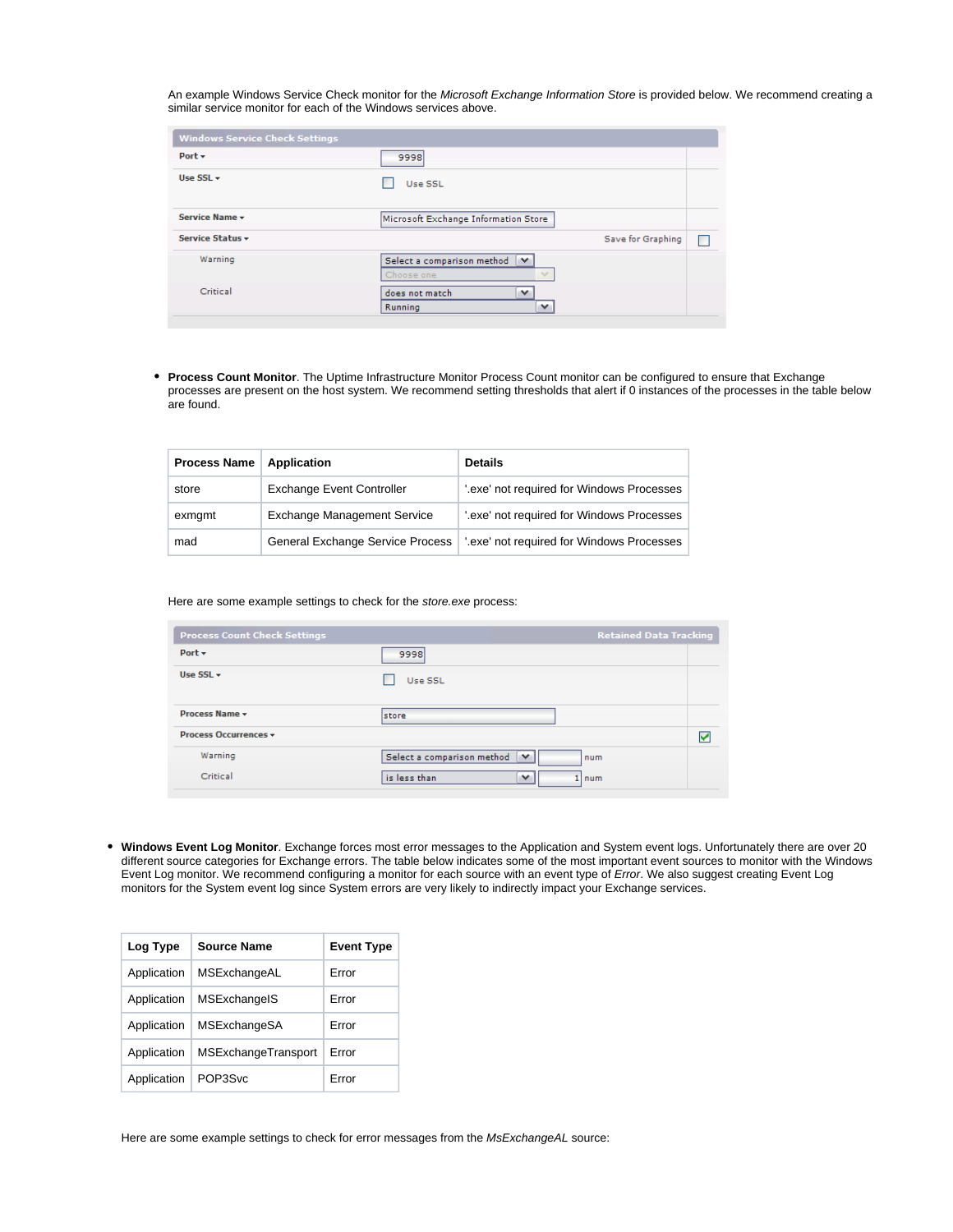An example Windows Service Check monitor for the *Microsoft Exchange Information Store* is provided below. We recommend creating a similar service monitor for each of the Windows services above.

| Windows Service Check Settings | | |
|---|---|---|
| Port ▾ | 9998 | |
| Use SSL ▾ | ☐ Use SSL | |
| Service Name ▾ | Microsoft Exchange Information Store | |
| Service Status ▾ | Save for Graphing | ☐ |
| Warning | Select a comparison method / Choose one | |
| Critical | does not match / Running | |

- **Process Count Monitor**. The Uptime Infrastructure Monitor Process Count monitor can be configured to ensure that Exchange processes are present on the host system. We recommend setting thresholds that alert if 0 instances of the processes in the table below are found.

| Process Name | Application | Details |
|---|---|---|
| store | Exchange Event Controller | '.exe' not required for Windows Processes |
| exmgmt | Exchange Management Service | '.exe' not required for Windows Processes |
| mad | General Exchange Service Process | '.exe' not required for Windows Processes |

Here are some example settings to check for the *store.exe* process:

| Process Count Check Settings | | Retained Data Tracking |
|---|---|---|
| Port ▾ | 9998 | |
| Use SSL ▾ | ☐ Use SSL | |
| Process Name ▾ | store | |
| Process Occurrences ▾ | | ☑ |
| Warning | Select a comparison method, num | |
| Critical | is less than 1 num | |

- **Windows Event Log Monitor**. Exchange forces most error messages to the Application and System event logs. Unfortunately there are over 20 different source categories for Exchange errors. The table below indicates some of the most important event sources to monitor with the Windows Event Log monitor. We recommend configuring a monitor for each source with an event type of *Error*. We also suggest creating Event Log monitors for the System event log since System errors are very likely to indirectly impact your Exchange services.

| Log Type | Source Name | Event Type |
|---|---|---|
| Application | MSExchangeAL | Error |
| Application | MSExchangeIS | Error |
| Application | MSExchangeSA | Error |
| Application | MSExchangeTransport | Error |
| Application | POP3Svc | Error |

Here are some example settings to check for error messages from the *MsExchangeAL* source: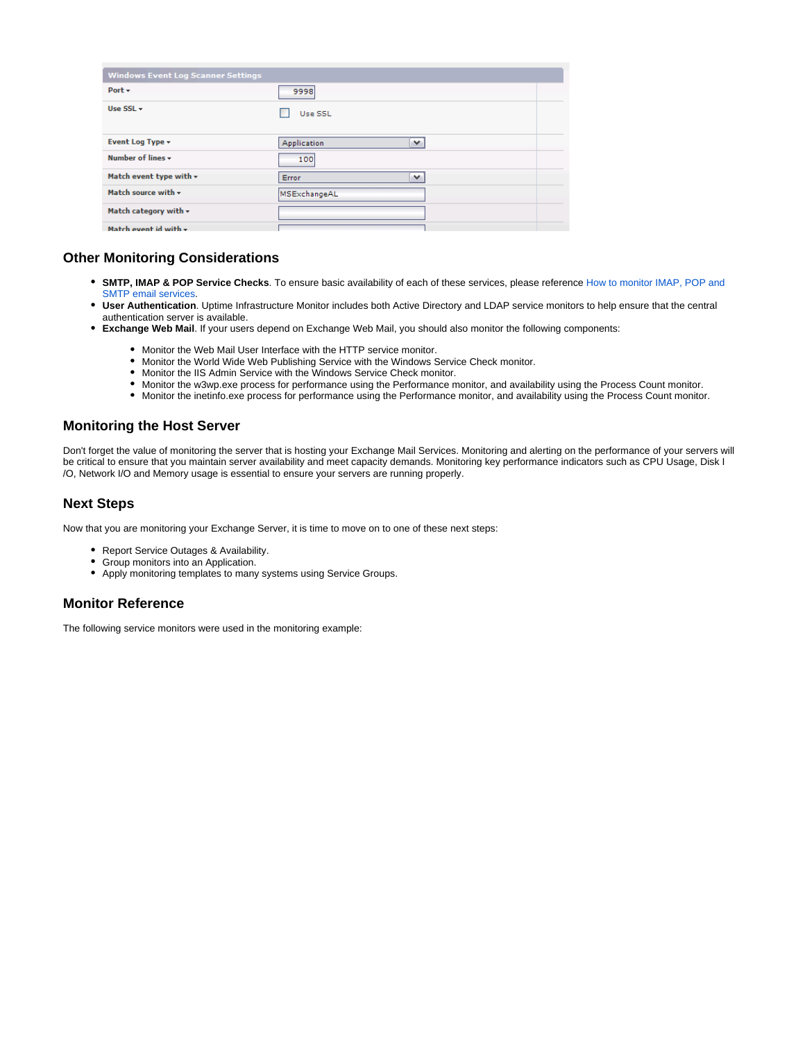| Windows Event Log Scanner Settings | |
| --- | --- |
| Port | 9998 |
| Use SSL | Use SSL |
| Event Log Type | Application |
| Number of lines | 100 |
| Match event type with | Error |
| Match source with | MSExchangeAL |
| Match category with | |
| Match event id with | |

## Other Monitoring Considerations

- **SMTP, IMAP & POP Service Checks**. To ensure basic availability of each of these services, please reference How to monitor IMAP, POP and SMTP email services.
- **User Authentication**. Uptime Infrastructure Monitor includes both Active Directory and LDAP service monitors to help ensure that the central authentication server is available.
- **Exchange Web Mail**. If your users depend on Exchange Web Mail, you should also monitor the following components:
  - Monitor the Web Mail User Interface with the HTTP service monitor.
  - Monitor the World Wide Web Publishing Service with the Windows Service Check monitor.
  - Monitor the IIS Admin Service with the Windows Service Check monitor.
  - Monitor the w3wp.exe process for performance using the Performance monitor, and availability using the Process Count monitor.
  - Monitor the inetinfo.exe process for performance using the Performance monitor, and availability using the Process Count monitor.

## Monitoring the Host Server

Don't forget the value of monitoring the server that is hosting your Exchange Mail Services. Monitoring and alerting on the performance of your servers will be critical to ensure that you maintain server availability and meet capacity demands. Monitoring key performance indicators such as CPU Usage, Disk I/O, Network I/O and Memory usage is essential to ensure your servers are running properly.

## Next Steps

Now that you are monitoring your Exchange Server, it is time to move on to one of these next steps:

- Report Service Outages & Availability.
- Group monitors into an Application.
- Apply monitoring templates to many systems using Service Groups.

## Monitor Reference

The following service monitors were used in the monitoring example: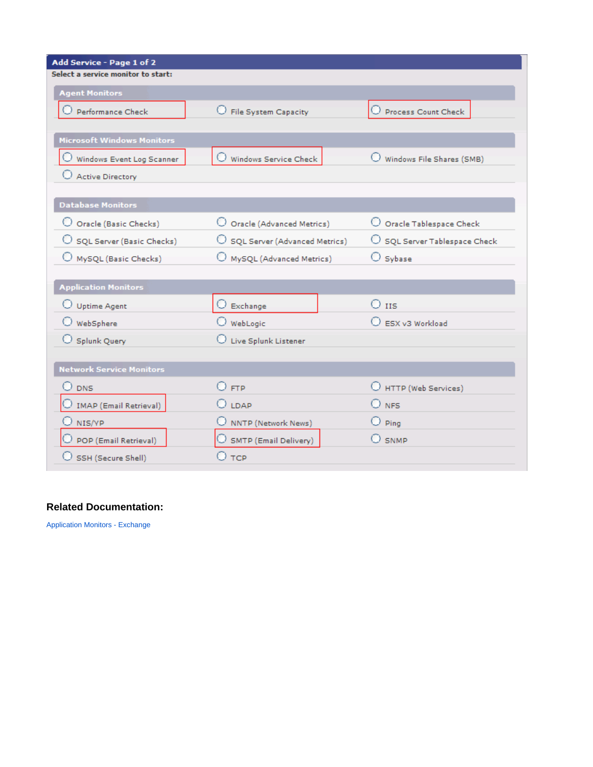**Add Service - Page 1 of 2**

**Select a service monitor to start:**

**Agent Monitors**

| | | |
|---|---|---|
| Performance Check | File System Capacity | Process Count Check |

**Microsoft Windows Monitors**

| | | |
|---|---|---|
| Windows Event Log Scanner | Windows Service Check | Windows File Shares (SMB) |
| Active Directory | | |

**Database Monitors**

| | | |
|---|---|---|
| Oracle (Basic Checks) | Oracle (Advanced Metrics) | Oracle Tablespace Check |
| SQL Server (Basic Checks) | SQL Server (Advanced Metrics) | SQL Server Tablespace Check |
| MySQL (Basic Checks) | MySQL (Advanced Metrics) | Sybase |

**Application Monitors**

| | | |
|---|---|---|
| Uptime Agent | Exchange | IIS |
| WebSphere | WebLogic | ESX v3 Workload |
| Splunk Query | Live Splunk Listener | |

**Network Service Monitors**

| | | |
|---|---|---|
| DNS | FTP | HTTP (Web Services) |
| IMAP (Email Retrieval) | LDAP | NFS |
| NIS/YP | NNTP (Network News) | Ping |
| POP (Email Retrieval) | SMTP (Email Delivery) | SNMP |
| SSH (Secure Shell) | TCP | |

### Related Documentation:

Application Monitors - Exchange